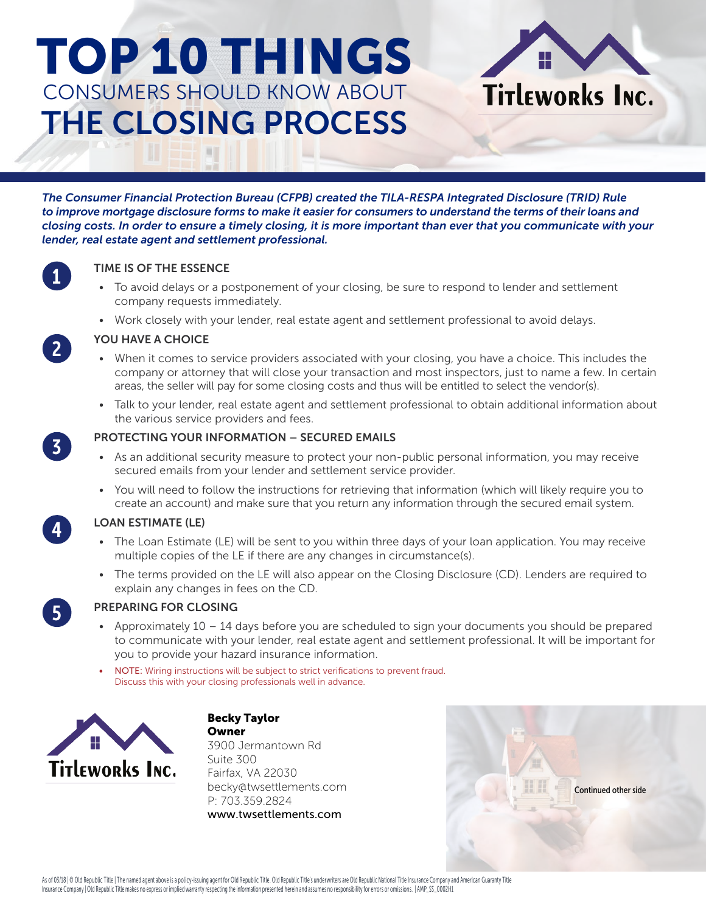# TOP 10 THINGS
CONSUMERS SHOULD KNOW ABOUT
# THE CLOSING PROCESS

Titleworks Inc.

*The Consumer Financial Protection Bureau (CFPB) created the TILA-RESPA Integrated Disclosure (TRID) Rule to improve mortgage disclosure forms to make it easier for consumers to understand the terms of their loans and closing costs. In order to ensure a timely closing, it is more important than ever that you communicate with your lender, real estate agent and settlement professional.*

## 1 TIME IS OF THE ESSENCE

- To avoid delays or a postponement of your closing, be sure to respond to lender and settlement company requests immediately.
- Work closely with your lender, real estate agent and settlement professional to avoid delays.

## 2 YOU HAVE A CHOICE

- When it comes to service providers associated with your closing, you have a choice. This includes the company or attorney that will close your transaction and most inspectors, just to name a few. In certain areas, the seller will pay for some closing costs and thus will be entitled to select the vendor(s).
- Talk to your lender, real estate agent and settlement professional to obtain additional information about the various service providers and fees.

## 3 PROTECTING YOUR INFORMATION – SECURED EMAILS

- As an additional security measure to protect your non-public personal information, you may receive secured emails from your lender and settlement service provider.
- You will need to follow the instructions for retrieving that information (which will likely require you to create an account) and make sure that you return any information through the secured email system.

## 4 LOAN ESTIMATE (LE)

- The Loan Estimate (LE) will be sent to you within three days of your loan application. You may receive multiple copies of the LE if there are any changes in circumstance(s).
- The terms provided on the LE will also appear on the Closing Disclosure (CD). Lenders are required to explain any changes in fees on the CD.

## 5 PREPARING FOR CLOSING

- Approximately 10 – 14 days before you are scheduled to sign your documents you should be prepared to communicate with your lender, real estate agent and settlement professional. It will be important for you to provide your hazard insurance information.
- NOTE: Wiring instructions will be subject to strict verifications to prevent fraud. Discuss this with your closing professionals well in advance.

Titleworks Inc.

**Becky Taylor**
**Owner**
3900 Jermantown Rd
Suite 300
Fairfax, VA 22030
becky@twsettlements.com
P: 703.359.2824
www.twsettlements.com

Continued other side

As of 03/18 | © Old Republic Title | The named agent above is a policy-issuing agent for Old Republic Title. Old Republic Title's underwriters are Old Republic National Title Insurance Company and American Guaranty Title Insurance Company | Old Republic Title makes no express or implied warranty respecting the information presented herein and assumes no responsibility for errors or omissions. | AMP_SS_0002H1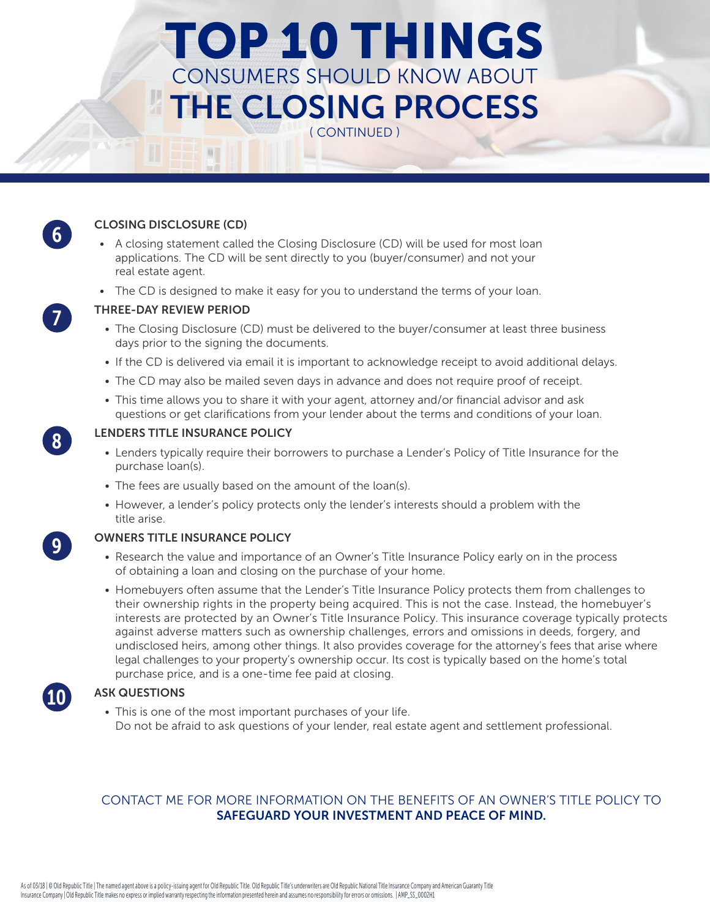# TOP 10 THINGS

CONSUMERS SHOULD KNOW ABOUT

# THE CLOSING PROCESS

( CONTINUED )

## 6 CLOSING DISCLOSURE (CD)

- A closing statement called the Closing Disclosure (CD) will be used for most loan applications. The CD will be sent directly to you (buyer/consumer) and not your real estate agent.
- The CD is designed to make it easy for you to understand the terms of your loan.

## 7 THREE-DAY REVIEW PERIOD

- The Closing Disclosure (CD) must be delivered to the buyer/consumer at least three business days prior to the signing the documents.
- If the CD is delivered via email it is important to acknowledge receipt to avoid additional delays.
- The CD may also be mailed seven days in advance and does not require proof of receipt.
- This time allows you to share it with your agent, attorney and/or financial advisor and ask questions or get clarifications from your lender about the terms and conditions of your loan.

## 8 LENDERS TITLE INSURANCE POLICY

- Lenders typically require their borrowers to purchase a Lender's Policy of Title Insurance for the purchase loan(s).
- The fees are usually based on the amount of the loan(s).
- However, a lender's policy protects only the lender's interests should a problem with the title arise.

## 9 OWNERS TITLE INSURANCE POLICY

- Research the value and importance of an Owner's Title Insurance Policy early on in the process of obtaining a loan and closing on the purchase of your home.
- Homebuyers often assume that the Lender's Title Insurance Policy protects them from challenges to their ownership rights in the property being acquired. This is not the case. Instead, the homebuyer's interests are protected by an Owner's Title Insurance Policy. This insurance coverage typically protects against adverse matters such as ownership challenges, errors and omissions in deeds, forgery, and undisclosed heirs, among other things. It also provides coverage for the attorney's fees that arise where legal challenges to your property's ownership occur. Its cost is typically based on the home's total purchase price, and is a one-time fee paid at closing.

## 10 ASK QUESTIONS

- This is one of the most important purchases of your life.
  Do not be afraid to ask questions of your lender, real estate agent and settlement professional.

CONTACT ME FOR MORE INFORMATION ON THE BENEFITS OF AN OWNER'S TITLE POLICY TO **SAFEGUARD YOUR INVESTMENT AND PEACE OF MIND.**

As of 03/18 | © Old Republic Title | The named agent above is a policy-issuing agent for Old Republic Title. Old Republic Title's underwriters are Old Republic National Title Insurance Company and American Guaranty Title Insurance Company | Old Republic Title makes no express or implied warranty respecting the information presented herein and assumes no responsibility for errors or omissions. | AMP_SS_0002H1